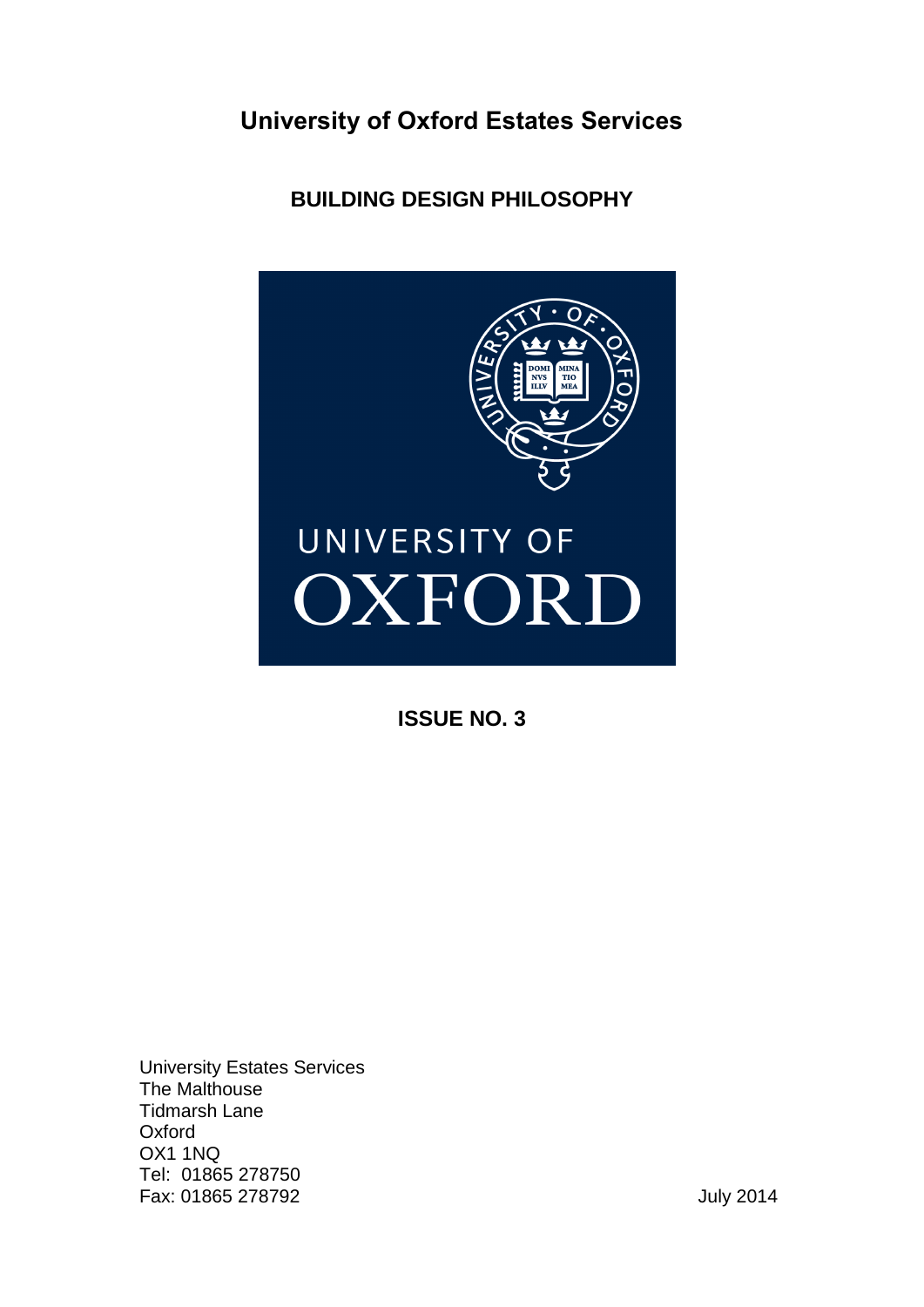# University of Oxford Estates Services

## BUILDING DESIGN PHILOSOPHY

**ISSUE NO. 3**

University Estates Services
The Malthouse
Tidmarsh Lane
Oxford
OX1 1NQ
Tel: 01865 278750
Fax: 01865 278792

July 2014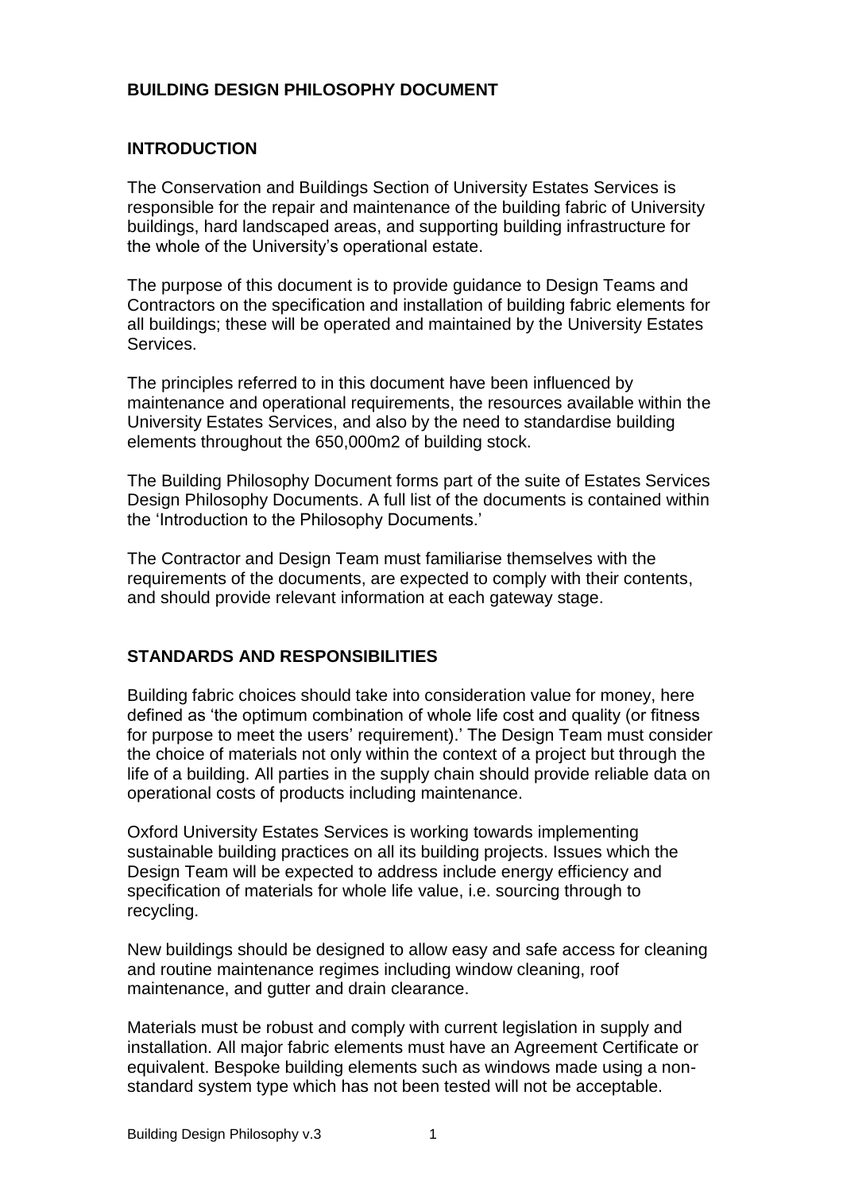# BUILDING DESIGN PHILOSOPHY DOCUMENT

## INTRODUCTION

The Conservation and Buildings Section of University Estates Services is responsible for the repair and maintenance of the building fabric of University buildings, hard landscaped areas, and supporting building infrastructure for the whole of the University's operational estate.

The purpose of this document is to provide guidance to Design Teams and Contractors on the specification and installation of building fabric elements for all buildings; these will be operated and maintained by the University Estates Services.

The principles referred to in this document have been influenced by maintenance and operational requirements, the resources available within the University Estates Services, and also by the need to standardise building elements throughout the 650,000m2 of building stock.

The Building Philosophy Document forms part of the suite of Estates Services Design Philosophy Documents. A full list of the documents is contained within the 'Introduction to the Philosophy Documents.'

The Contractor and Design Team must familiarise themselves with the requirements of the documents, are expected to comply with their contents, and should provide relevant information at each gateway stage.

## STANDARDS AND RESPONSIBILITIES

Building fabric choices should take into consideration value for money, here defined as 'the optimum combination of whole life cost and quality (or fitness for purpose to meet the users' requirement).' The Design Team must consider the choice of materials not only within the context of a project but through the life of a building. All parties in the supply chain should provide reliable data on operational costs of products including maintenance.

Oxford University Estates Services is working towards implementing sustainable building practices on all its building projects. Issues which the Design Team will be expected to address include energy efficiency and specification of materials for whole life value, i.e. sourcing through to recycling.

New buildings should be designed to allow easy and safe access for cleaning and routine maintenance regimes including window cleaning, roof maintenance, and gutter and drain clearance.

Materials must be robust and comply with current legislation in supply and installation. All major fabric elements must have an Agreement Certificate or equivalent. Bespoke building elements such as windows made using a non-standard system type which has not been tested will not be acceptable.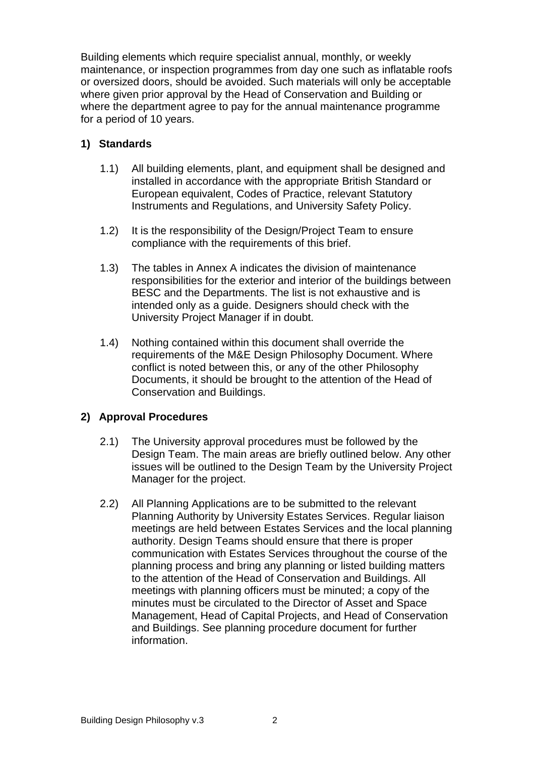Building elements which require specialist annual, monthly, or weekly maintenance, or inspection programmes from day one such as inflatable roofs or oversized doors, should be avoided. Such materials will only be acceptable where given prior approval by the Head of Conservation and Building or where the department agree to pay for the annual maintenance programme for a period of 10 years.

## 1) Standards

1.1) All building elements, plant, and equipment shall be designed and installed in accordance with the appropriate British Standard or European equivalent, Codes of Practice, relevant Statutory Instruments and Regulations, and University Safety Policy.

1.2) It is the responsibility of the Design/Project Team to ensure compliance with the requirements of this brief.

1.3) The tables in Annex A indicates the division of maintenance responsibilities for the exterior and interior of the buildings between BESC and the Departments. The list is not exhaustive and is intended only as a guide. Designers should check with the University Project Manager if in doubt.

1.4) Nothing contained within this document shall override the requirements of the M&E Design Philosophy Document. Where conflict is noted between this, or any of the other Philosophy Documents, it should be brought to the attention of the Head of Conservation and Buildings.

## 2) Approval Procedures

2.1) The University approval procedures must be followed by the Design Team. The main areas are briefly outlined below. Any other issues will be outlined to the Design Team by the University Project Manager for the project.

2.2) All Planning Applications are to be submitted to the relevant Planning Authority by University Estates Services. Regular liaison meetings are held between Estates Services and the local planning authority. Design Teams should ensure that there is proper communication with Estates Services throughout the course of the planning process and bring any planning or listed building matters to the attention of the Head of Conservation and Buildings. All meetings with planning officers must be minuted; a copy of the minutes must be circulated to the Director of Asset and Space Management, Head of Capital Projects, and Head of Conservation and Buildings. See planning procedure document for further information.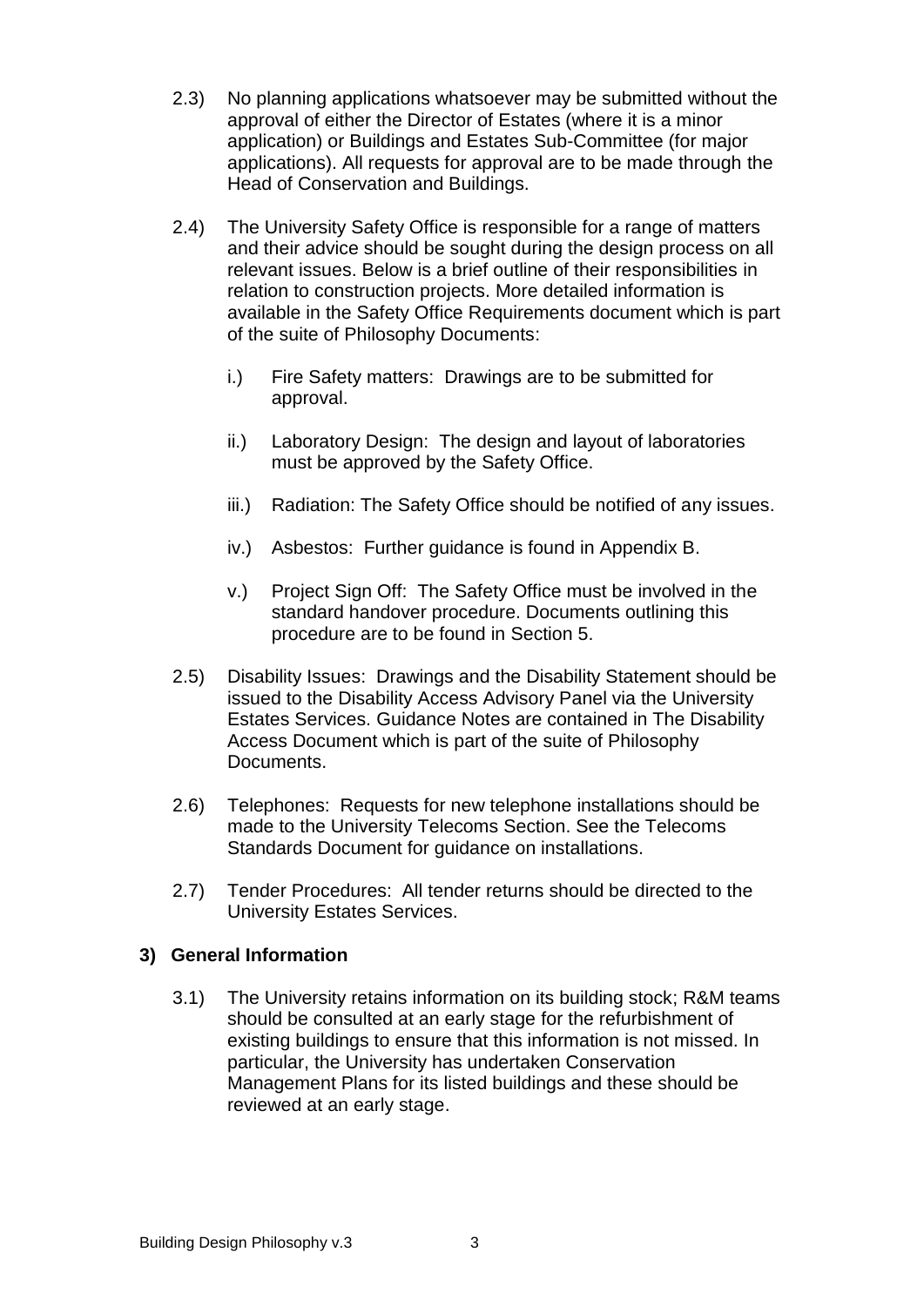2.3) No planning applications whatsoever may be submitted without the approval of either the Director of Estates (where it is a minor application) or Buildings and Estates Sub-Committee (for major applications). All requests for approval are to be made through the Head of Conservation and Buildings.

2.4) The University Safety Office is responsible for a range of matters and their advice should be sought during the design process on all relevant issues. Below is a brief outline of their responsibilities in relation to construction projects. More detailed information is available in the Safety Office Requirements document which is part of the suite of Philosophy Documents:

   i.) Fire Safety matters: Drawings are to be submitted for approval.

   ii.) Laboratory Design: The design and layout of laboratories must be approved by the Safety Office.

   iii.) Radiation: The Safety Office should be notified of any issues.

   iv.) Asbestos: Further guidance is found in Appendix B.

   v.) Project Sign Off: The Safety Office must be involved in the standard handover procedure. Documents outlining this procedure are to be found in Section 5.

2.5) Disability Issues: Drawings and the Disability Statement should be issued to the Disability Access Advisory Panel via the University Estates Services. Guidance Notes are contained in The Disability Access Document which is part of the suite of Philosophy Documents.

2.6) Telephones: Requests for new telephone installations should be made to the University Telecoms Section. See the Telecoms Standards Document for guidance on installations.

2.7) Tender Procedures: All tender returns should be directed to the University Estates Services.

## 3) General Information

3.1) The University retains information on its building stock; R&M teams should be consulted at an early stage for the refurbishment of existing buildings to ensure that this information is not missed. In particular, the University has undertaken Conservation Management Plans for its listed buildings and these should be reviewed at an early stage.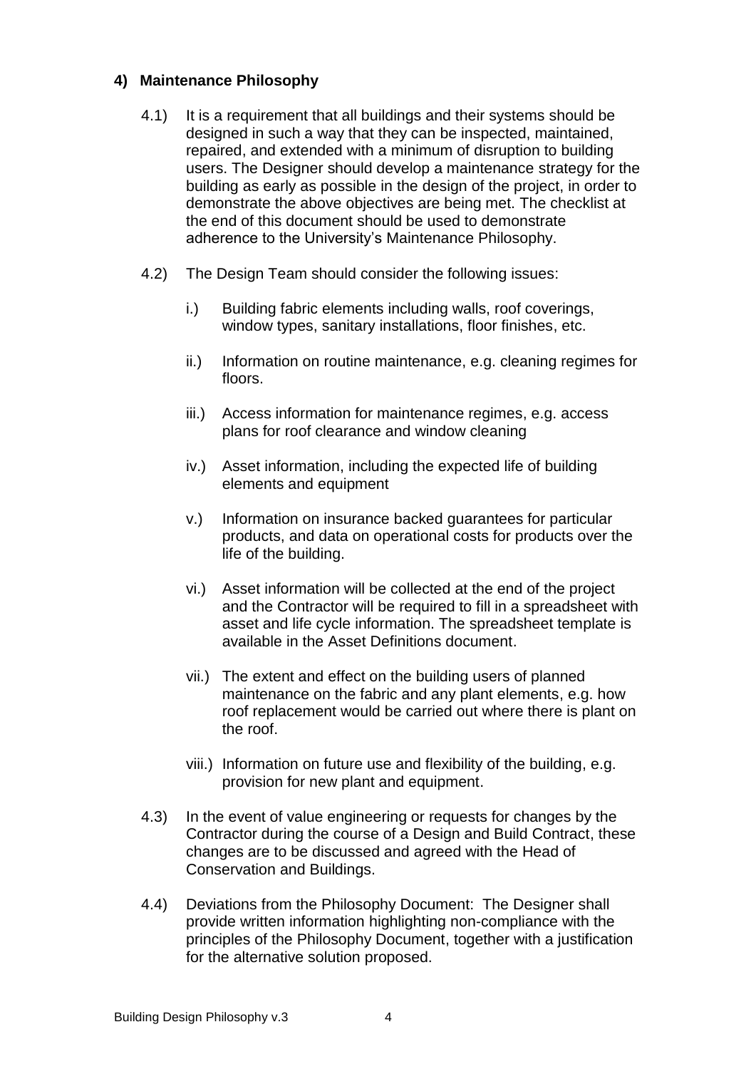## 4) Maintenance Philosophy

4.1) It is a requirement that all buildings and their systems should be designed in such a way that they can be inspected, maintained, repaired, and extended with a minimum of disruption to building users. The Designer should develop a maintenance strategy for the building as early as possible in the design of the project, in order to demonstrate the above objectives are being met. The checklist at the end of this document should be used to demonstrate adherence to the University's Maintenance Philosophy.

4.2) The Design Team should consider the following issues:

- i.) Building fabric elements including walls, roof coverings, window types, sanitary installations, floor finishes, etc.
- ii.) Information on routine maintenance, e.g. cleaning regimes for floors.
- iii.) Access information for maintenance regimes, e.g. access plans for roof clearance and window cleaning
- iv.) Asset information, including the expected life of building elements and equipment
- v.) Information on insurance backed guarantees for particular products, and data on operational costs for products over the life of the building.
- vi.) Asset information will be collected at the end of the project and the Contractor will be required to fill in a spreadsheet with asset and life cycle information. The spreadsheet template is available in the Asset Definitions document.
- vii.) The extent and effect on the building users of planned maintenance on the fabric and any plant elements, e.g. how roof replacement would be carried out where there is plant on the roof.
- viii.) Information on future use and flexibility of the building, e.g. provision for new plant and equipment.

4.3) In the event of value engineering or requests for changes by the Contractor during the course of a Design and Build Contract, these changes are to be discussed and agreed with the Head of Conservation and Buildings.

4.4) Deviations from the Philosophy Document: The Designer shall provide written information highlighting non-compliance with the principles of the Philosophy Document, together with a justification for the alternative solution proposed.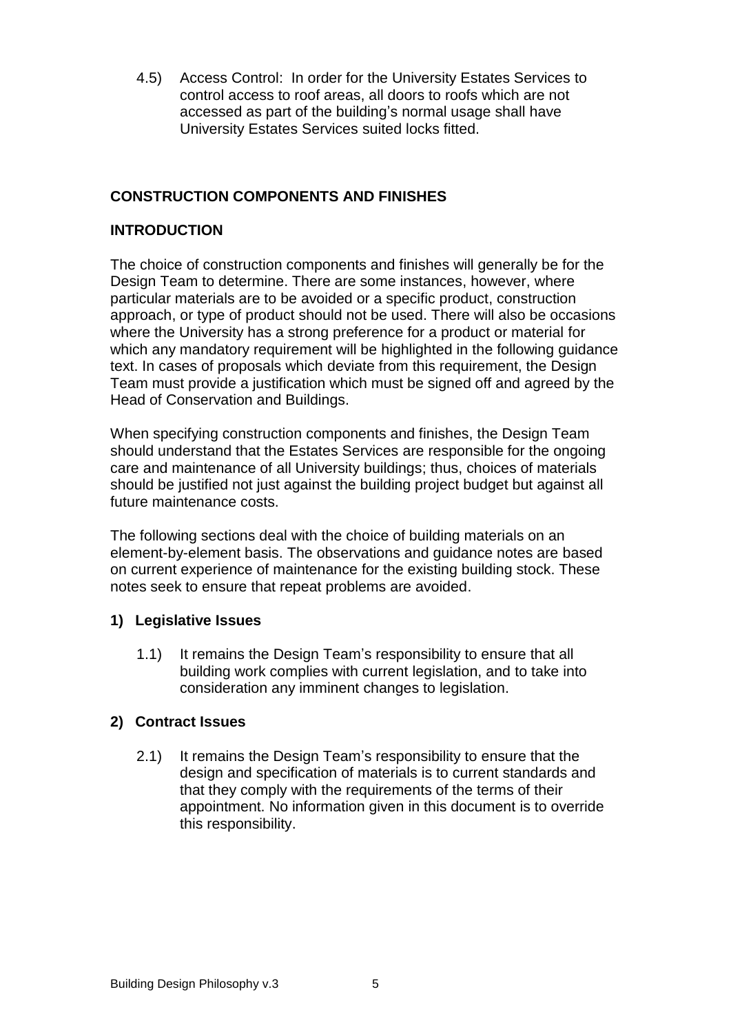4.5) Access Control: In order for the University Estates Services to control access to roof areas, all doors to roofs which are not accessed as part of the building's normal usage shall have University Estates Services suited locks fitted.

## CONSTRUCTION COMPONENTS AND FINISHES

### INTRODUCTION

The choice of construction components and finishes will generally be for the Design Team to determine. There are some instances, however, where particular materials are to be avoided or a specific product, construction approach, or type of product should not be used. There will also be occasions where the University has a strong preference for a product or material for which any mandatory requirement will be highlighted in the following guidance text. In cases of proposals which deviate from this requirement, the Design Team must provide a justification which must be signed off and agreed by the Head of Conservation and Buildings.

When specifying construction components and finishes, the Design Team should understand that the Estates Services are responsible for the ongoing care and maintenance of all University buildings; thus, choices of materials should be justified not just against the building project budget but against all future maintenance costs.

The following sections deal with the choice of building materials on an element-by-element basis. The observations and guidance notes are based on current experience of maintenance for the existing building stock. These notes seek to ensure that repeat problems are avoided.

### 1) Legislative Issues

1.1) It remains the Design Team's responsibility to ensure that all building work complies with current legislation, and to take into consideration any imminent changes to legislation.

### 2) Contract Issues

2.1) It remains the Design Team's responsibility to ensure that the design and specification of materials is to current standards and that they comply with the requirements of the terms of their appointment. No information given in this document is to override this responsibility.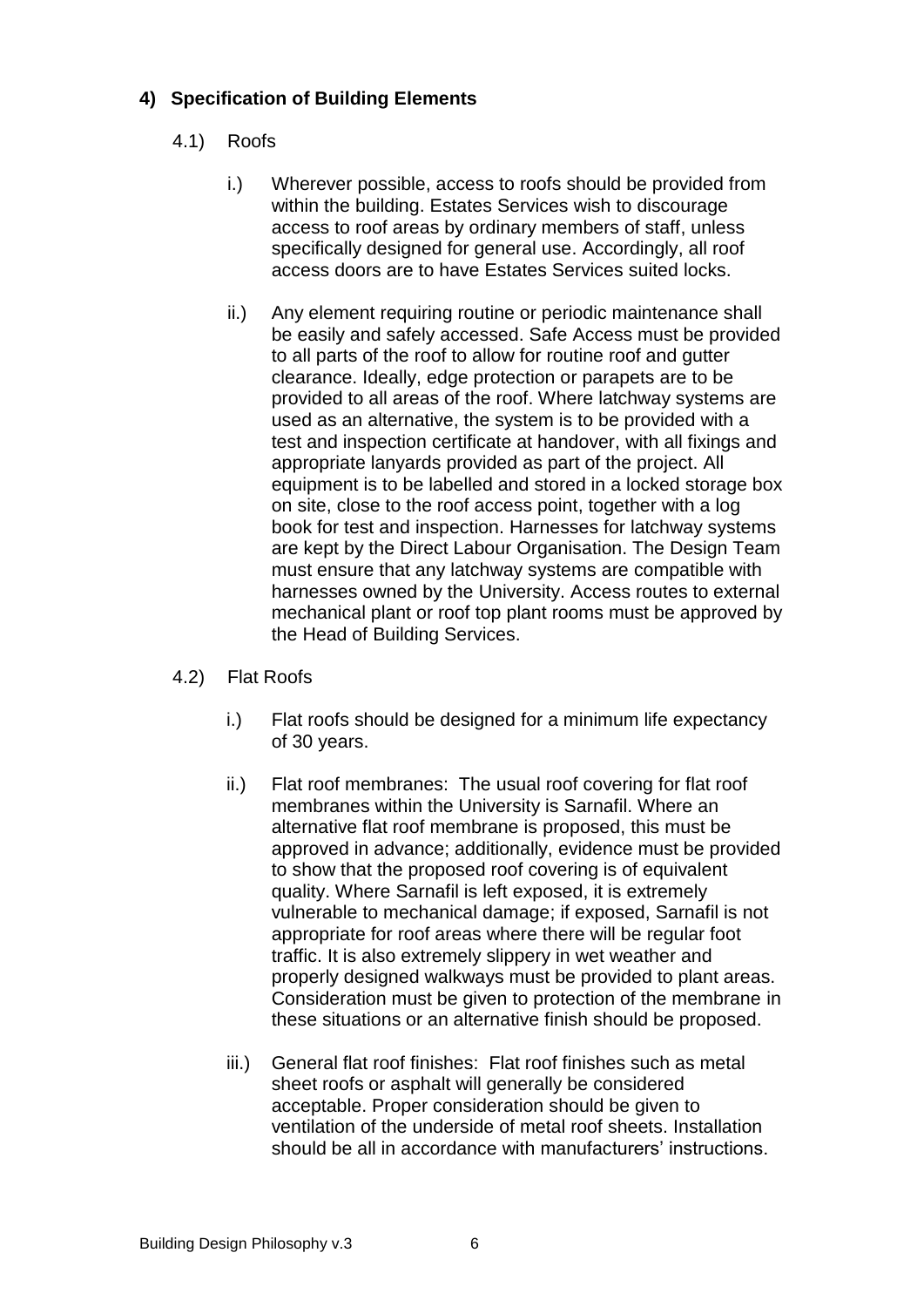## 4) Specification of Building Elements

### 4.1) Roofs

i.) Wherever possible, access to roofs should be provided from within the building. Estates Services wish to discourage access to roof areas by ordinary members of staff, unless specifically designed for general use. Accordingly, all roof access doors are to have Estates Services suited locks.

ii.) Any element requiring routine or periodic maintenance shall be easily and safely accessed. Safe Access must be provided to all parts of the roof to allow for routine roof and gutter clearance. Ideally, edge protection or parapets are to be provided to all areas of the roof. Where latchway systems are used as an alternative, the system is to be provided with a test and inspection certificate at handover, with all fixings and appropriate lanyards provided as part of the project. All equipment is to be labelled and stored in a locked storage box on site, close to the roof access point, together with a log book for test and inspection. Harnesses for latchway systems are kept by the Direct Labour Organisation. The Design Team must ensure that any latchway systems are compatible with harnesses owned by the University. Access routes to external mechanical plant or roof top plant rooms must be approved by the Head of Building Services.

### 4.2) Flat Roofs

i.) Flat roofs should be designed for a minimum life expectancy of 30 years.

ii.) Flat roof membranes: The usual roof covering for flat roof membranes within the University is Sarnafil. Where an alternative flat roof membrane is proposed, this must be approved in advance; additionally, evidence must be provided to show that the proposed roof covering is of equivalent quality. Where Sarnafil is left exposed, it is extremely vulnerable to mechanical damage; if exposed, Sarnafil is not appropriate for roof areas where there will be regular foot traffic. It is also extremely slippery in wet weather and properly designed walkways must be provided to plant areas. Consideration must be given to protection of the membrane in these situations or an alternative finish should be proposed.

iii.) General flat roof finishes: Flat roof finishes such as metal sheet roofs or asphalt will generally be considered acceptable. Proper consideration should be given to ventilation of the underside of metal roof sheets. Installation should be all in accordance with manufacturers' instructions.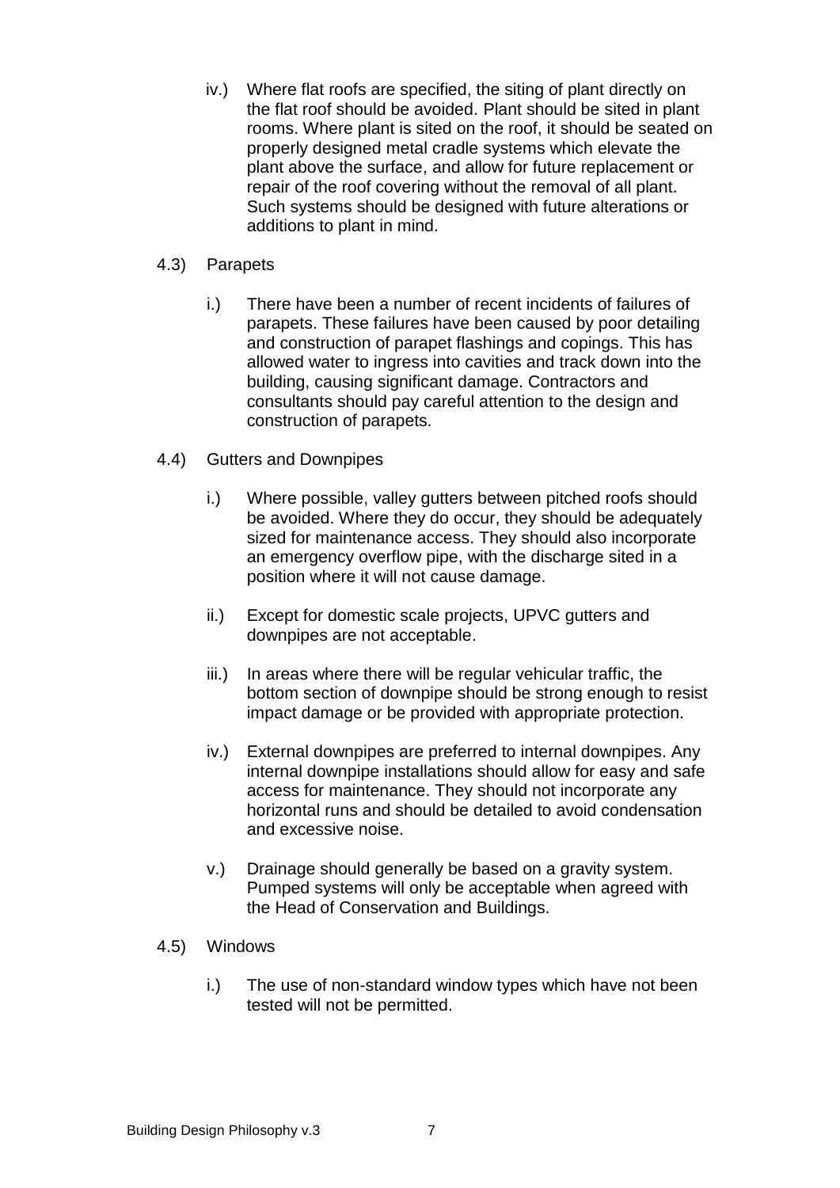iv.) Where flat roofs are specified, the siting of plant directly on the flat roof should be avoided. Plant should be sited in plant rooms. Where plant is sited on the roof, it should be seated on properly designed metal cradle systems which elevate the plant above the surface, and allow for future replacement or repair of the roof covering without the removal of all plant. Such systems should be designed with future alterations or additions to plant in mind.

4.3) Parapets

i.) There have been a number of recent incidents of failures of parapets. These failures have been caused by poor detailing and construction of parapet flashings and copings. This has allowed water to ingress into cavities and track down into the building, causing significant damage. Contractors and consultants should pay careful attention to the design and construction of parapets.

4.4) Gutters and Downpipes

i.) Where possible, valley gutters between pitched roofs should be avoided. Where they do occur, they should be adequately sized for maintenance access. They should also incorporate an emergency overflow pipe, with the discharge sited in a position where it will not cause damage.

ii.) Except for domestic scale projects, UPVC gutters and downpipes are not acceptable.

iii.) In areas where there will be regular vehicular traffic, the bottom section of downpipe should be strong enough to resist impact damage or be provided with appropriate protection.

iv.) External downpipes are preferred to internal downpipes. Any internal downpipe installations should allow for easy and safe access for maintenance. They should not incorporate any horizontal runs and should be detailed to avoid condensation and excessive noise.

v.) Drainage should generally be based on a gravity system. Pumped systems will only be acceptable when agreed with the Head of Conservation and Buildings.

4.5) Windows

i.) The use of non-standard window types which have not been tested will not be permitted.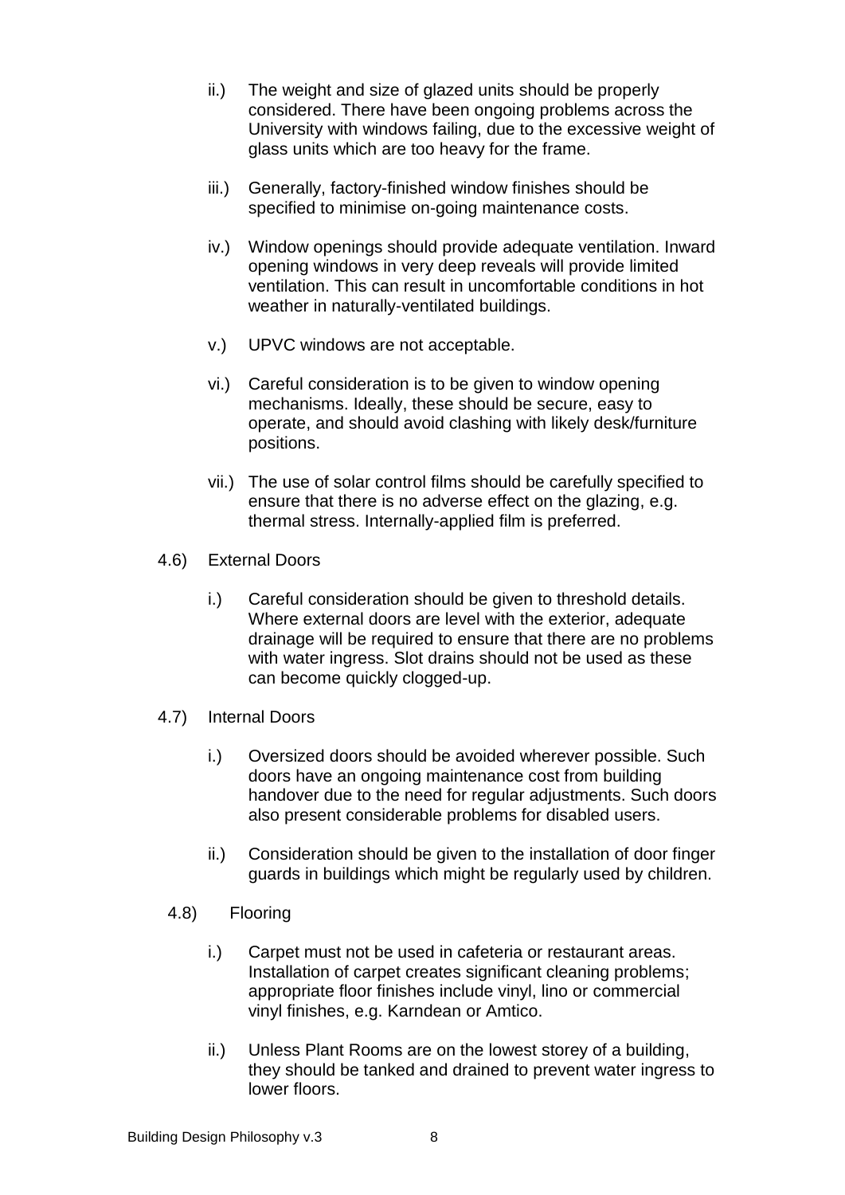ii.) The weight and size of glazed units should be properly considered. There have been ongoing problems across the University with windows failing, due to the excessive weight of glass units which are too heavy for the frame.

iii.) Generally, factory-finished window finishes should be specified to minimise on-going maintenance costs.

iv.) Window openings should provide adequate ventilation. Inward opening windows in very deep reveals will provide limited ventilation. This can result in uncomfortable conditions in hot weather in naturally-ventilated buildings.

v.) UPVC windows are not acceptable.

vi.) Careful consideration is to be given to window opening mechanisms. Ideally, these should be secure, easy to operate, and should avoid clashing with likely desk/furniture positions.

vii.) The use of solar control films should be carefully specified to ensure that there is no adverse effect on the glazing, e.g. thermal stress. Internally-applied film is preferred.

4.6) External Doors

i.) Careful consideration should be given to threshold details. Where external doors are level with the exterior, adequate drainage will be required to ensure that there are no problems with water ingress. Slot drains should not be used as these can become quickly clogged-up.

4.7) Internal Doors

i.) Oversized doors should be avoided wherever possible. Such doors have an ongoing maintenance cost from building handover due to the need for regular adjustments. Such doors also present considerable problems for disabled users.

ii.) Consideration should be given to the installation of door finger guards in buildings which might be regularly used by children.

4.8) Flooring

i.) Carpet must not be used in cafeteria or restaurant areas. Installation of carpet creates significant cleaning problems; appropriate floor finishes include vinyl, lino or commercial vinyl finishes, e.g. Karndean or Amtico.

ii.) Unless Plant Rooms are on the lowest storey of a building, they should be tanked and drained to prevent water ingress to lower floors.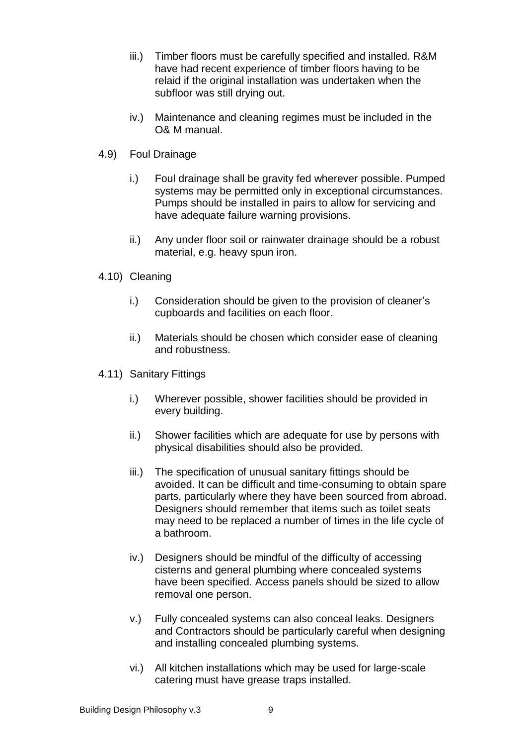iii.) Timber floors must be carefully specified and installed. R&M have had recent experience of timber floors having to be relaid if the original installation was undertaken when the subfloor was still drying out.

iv.) Maintenance and cleaning regimes must be included in the O& M manual.

4.9) Foul Drainage

i.) Foul drainage shall be gravity fed wherever possible. Pumped systems may be permitted only in exceptional circumstances. Pumps should be installed in pairs to allow for servicing and have adequate failure warning provisions.

ii.) Any under floor soil or rainwater drainage should be a robust material, e.g. heavy spun iron.

4.10) Cleaning

i.) Consideration should be given to the provision of cleaner's cupboards and facilities on each floor.

ii.) Materials should be chosen which consider ease of cleaning and robustness.

4.11) Sanitary Fittings

i.) Wherever possible, shower facilities should be provided in every building.

ii.) Shower facilities which are adequate for use by persons with physical disabilities should also be provided.

iii.) The specification of unusual sanitary fittings should be avoided. It can be difficult and time-consuming to obtain spare parts, particularly where they have been sourced from abroad. Designers should remember that items such as toilet seats may need to be replaced a number of times in the life cycle of a bathroom.

iv.) Designers should be mindful of the difficulty of accessing cisterns and general plumbing where concealed systems have been specified. Access panels should be sized to allow removal one person.

v.) Fully concealed systems can also conceal leaks. Designers and Contractors should be particularly careful when designing and installing concealed plumbing systems.

vi.) All kitchen installations which may be used for large-scale catering must have grease traps installed.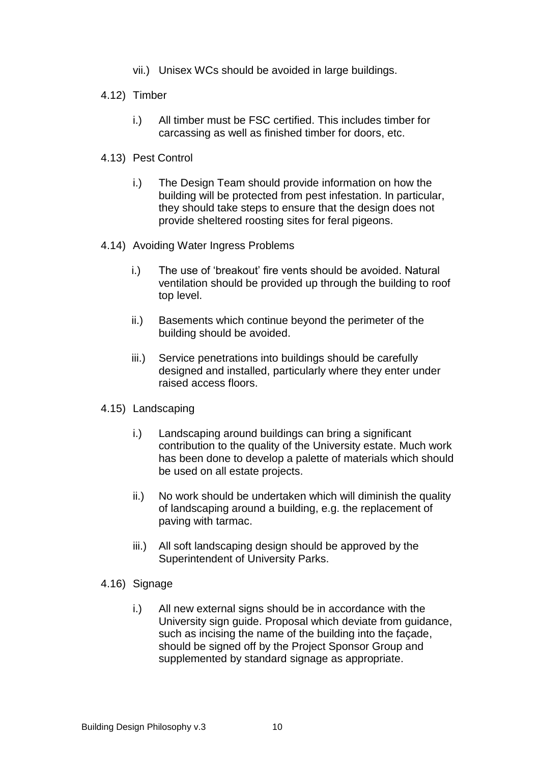vii.) Unisex WCs should be avoided in large buildings.

4.12) Timber

i.) All timber must be FSC certified. This includes timber for carcassing as well as finished timber for doors, etc.

4.13) Pest Control

i.) The Design Team should provide information on how the building will be protected from pest infestation. In particular, they should take steps to ensure that the design does not provide sheltered roosting sites for feral pigeons.

4.14) Avoiding Water Ingress Problems

i.) The use of 'breakout' fire vents should be avoided. Natural ventilation should be provided up through the building to roof top level.

ii.) Basements which continue beyond the perimeter of the building should be avoided.

iii.) Service penetrations into buildings should be carefully designed and installed, particularly where they enter under raised access floors.

4.15) Landscaping

i.) Landscaping around buildings can bring a significant contribution to the quality of the University estate. Much work has been done to develop a palette of materials which should be used on all estate projects.

ii.) No work should be undertaken which will diminish the quality of landscaping around a building, e.g. the replacement of paving with tarmac.

iii.) All soft landscaping design should be approved by the Superintendent of University Parks.

4.16) Signage

i.) All new external signs should be in accordance with the University sign guide. Proposal which deviate from guidance, such as incising the name of the building into the façade, should be signed off by the Project Sponsor Group and supplemented by standard signage as appropriate.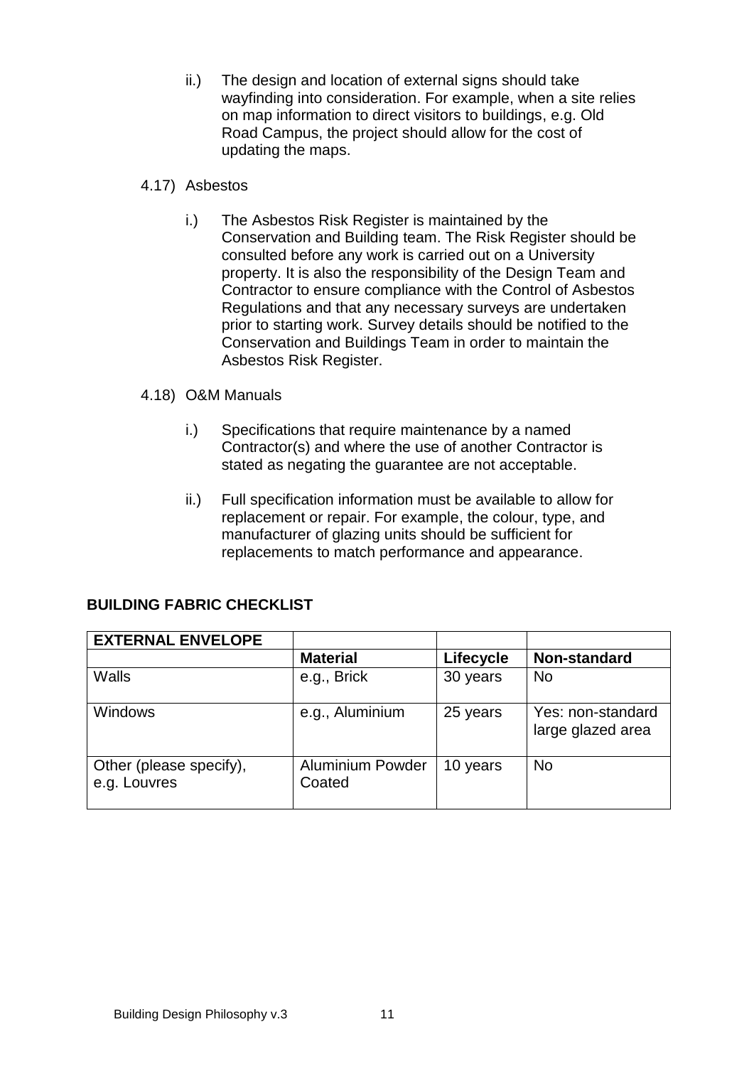ii.) The design and location of external signs should take wayfinding into consideration. For example, when a site relies on map information to direct visitors to buildings, e.g. Old Road Campus, the project should allow for the cost of updating the maps.

4.17) Asbestos

i.) The Asbestos Risk Register is maintained by the Conservation and Building team. The Risk Register should be consulted before any work is carried out on a University property. It is also the responsibility of the Design Team and Contractor to ensure compliance with the Control of Asbestos Regulations and that any necessary surveys are undertaken prior to starting work. Survey details should be notified to the Conservation and Buildings Team in order to maintain the Asbestos Risk Register.

4.18) O&M Manuals

i.) Specifications that require maintenance by a named Contractor(s) and where the use of another Contractor is stated as negating the guarantee are not acceptable.

ii.) Full specification information must be available to allow for replacement or repair. For example, the colour, type, and manufacturer of glazing units should be sufficient for replacements to match performance and appearance.

## BUILDING FABRIC CHECKLIST

| **EXTERNAL ENVELOPE** | | | |
|---|---|---|---|
| | **Material** | **Lifecycle** | **Non-standard** |
| Walls | e.g., Brick | 30 years | No |
| Windows | e.g., Aluminium | 25 years | Yes: non-standard large glazed area |
| Other (please specify), e.g. Louvres | Aluminium Powder Coated | 10 years | No |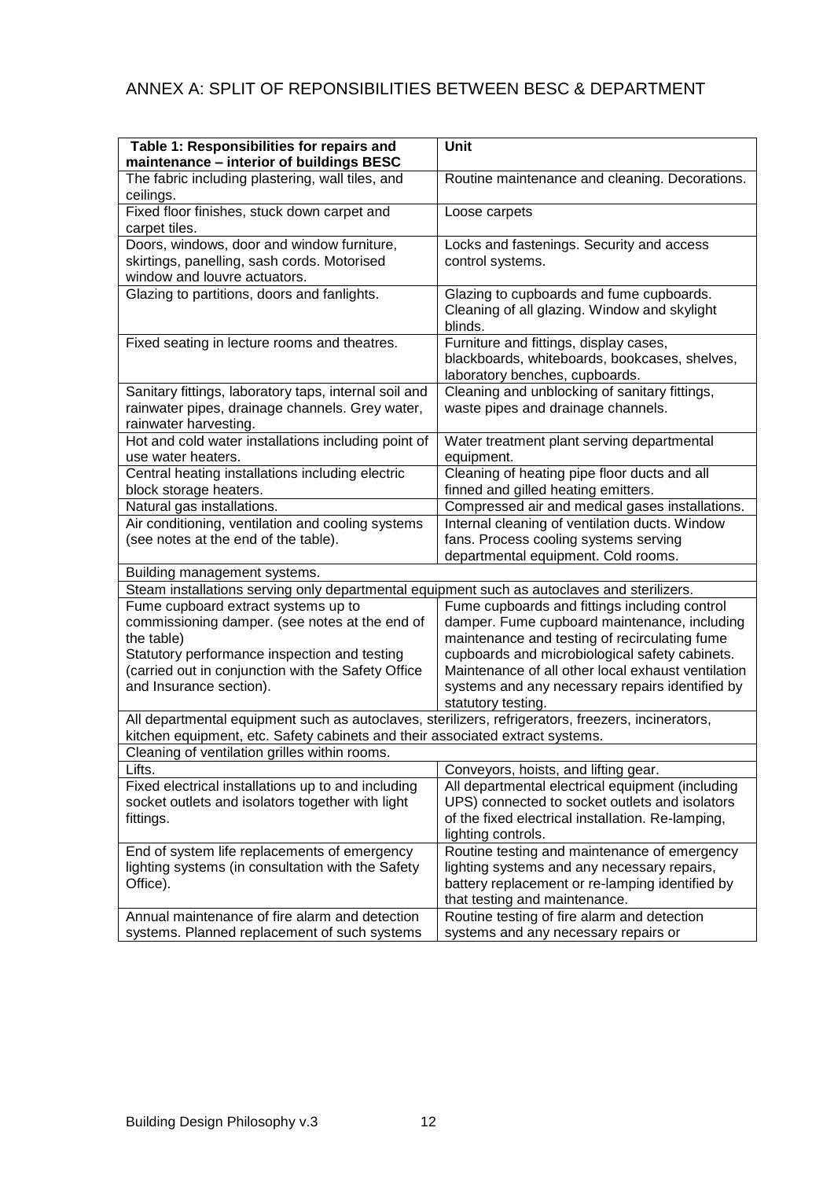## ANNEX A: SPLIT OF REPONSIBILITIES BETWEEN BESC & DEPARTMENT

| Table 1: Responsibilities for repairs and maintenance – interior of buildings BESC | Unit |
|---|---|
| The fabric including plastering, wall tiles, and ceilings. | Routine maintenance and cleaning. Decorations. |
| Fixed floor finishes, stuck down carpet and carpet tiles. | Loose carpets |
| Doors, windows, door and window furniture, skirtings, panelling, sash cords. Motorised window and louvre actuators. | Locks and fastenings. Security and access control systems. |
| Glazing to partitions, doors and fanlights. | Glazing to cupboards and fume cupboards. Cleaning of all glazing. Window and skylight blinds. |
| Fixed seating in lecture rooms and theatres. | Furniture and fittings, display cases, blackboards, whiteboards, bookcases, shelves, laboratory benches, cupboards. |
| Sanitary fittings, laboratory taps, internal soil and rainwater pipes, drainage channels. Grey water, rainwater harvesting. | Cleaning and unblocking of sanitary fittings, waste pipes and drainage channels. |
| Hot and cold water installations including point of use water heaters. | Water treatment plant serving departmental equipment. |
| Central heating installations including electric block storage heaters. | Cleaning of heating pipe floor ducts and all finned and gilled heating emitters. |
| Natural gas installations. | Compressed air and medical gases installations. |
| Air conditioning, ventilation and cooling systems (see notes at the end of the table). | Internal cleaning of ventilation ducts. Window fans. Process cooling systems serving departmental equipment. Cold rooms. |
| Building management systems. | |
| Steam installations serving only departmental equipment such as autoclaves and sterilizers. | |
| Fume cupboard extract systems up to commissioning damper. (see notes at the end of the table)<br>Statutory performance inspection and testing (carried out in conjunction with the Safety Office and Insurance section). | Fume cupboards and fittings including control damper. Fume cupboard maintenance, including maintenance and testing of recirculating fume cupboards and microbiological safety cabinets. Maintenance of all other local exhaust ventilation systems and any necessary repairs identified by statutory testing. |
| All departmental equipment such as autoclaves, sterilizers, refrigerators, freezers, incinerators, kitchen equipment, etc. Safety cabinets and their associated extract systems. | |
| Cleaning of ventilation grilles within rooms. | |
| Lifts. | Conveyors, hoists, and lifting gear. |
| Fixed electrical installations up to and including socket outlets and isolators together with light fittings. | All departmental electrical equipment (including UPS) connected to socket outlets and isolators of the fixed electrical installation. Re-lamping, lighting controls. |
| End of system life replacements of emergency lighting systems (in consultation with the Safety Office). | Routine testing and maintenance of emergency lighting systems and any necessary repairs, battery replacement or re-lamping identified by that testing and maintenance. |
| Annual maintenance of fire alarm and detection systems. Planned replacement of such systems | Routine testing of fire alarm and detection systems and any necessary repairs or |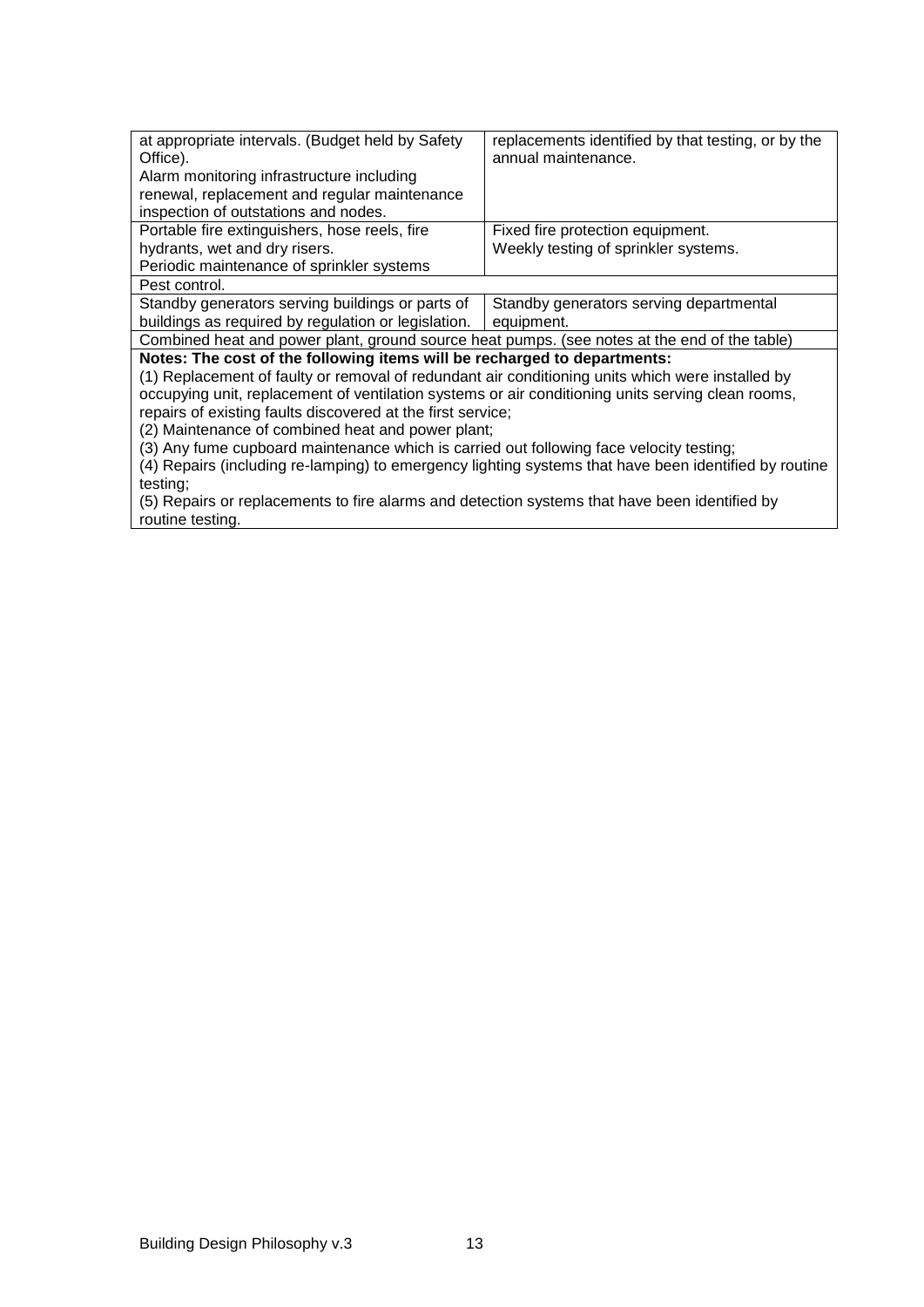| | |
|---|---|
| at appropriate intervals. (Budget held by Safety Office).<br>Alarm monitoring infrastructure including renewal, replacement and regular maintenance inspection of outstations and nodes. | replacements identified by that testing, or by the annual maintenance. |
| Portable fire extinguishers, hose reels, fire hydrants, wet and dry risers.<br>Periodic maintenance of sprinkler systems | Fixed fire protection equipment.<br>Weekly testing of sprinkler systems. |
| Pest control. | |
| Standby generators serving buildings or parts of buildings as required by regulation or legislation. | Standby generators serving departmental equipment. |
| Combined heat and power plant, ground source heat pumps. (see notes at the end of the table) | |
| **Notes: The cost of the following items will be recharged to departments:**<br>(1) Replacement of faulty or removal of redundant air conditioning units which were installed by occupying unit, replacement of ventilation systems or air conditioning units serving clean rooms, repairs of existing faults discovered at the first service;<br>(2) Maintenance of combined heat and power plant;<br>(3) Any fume cupboard maintenance which is carried out following face velocity testing;<br>(4) Repairs (including re-lamping) to emergency lighting systems that have been identified by routine testing;<br>(5) Repairs or replacements to fire alarms and detection systems that have been identified by routine testing. | |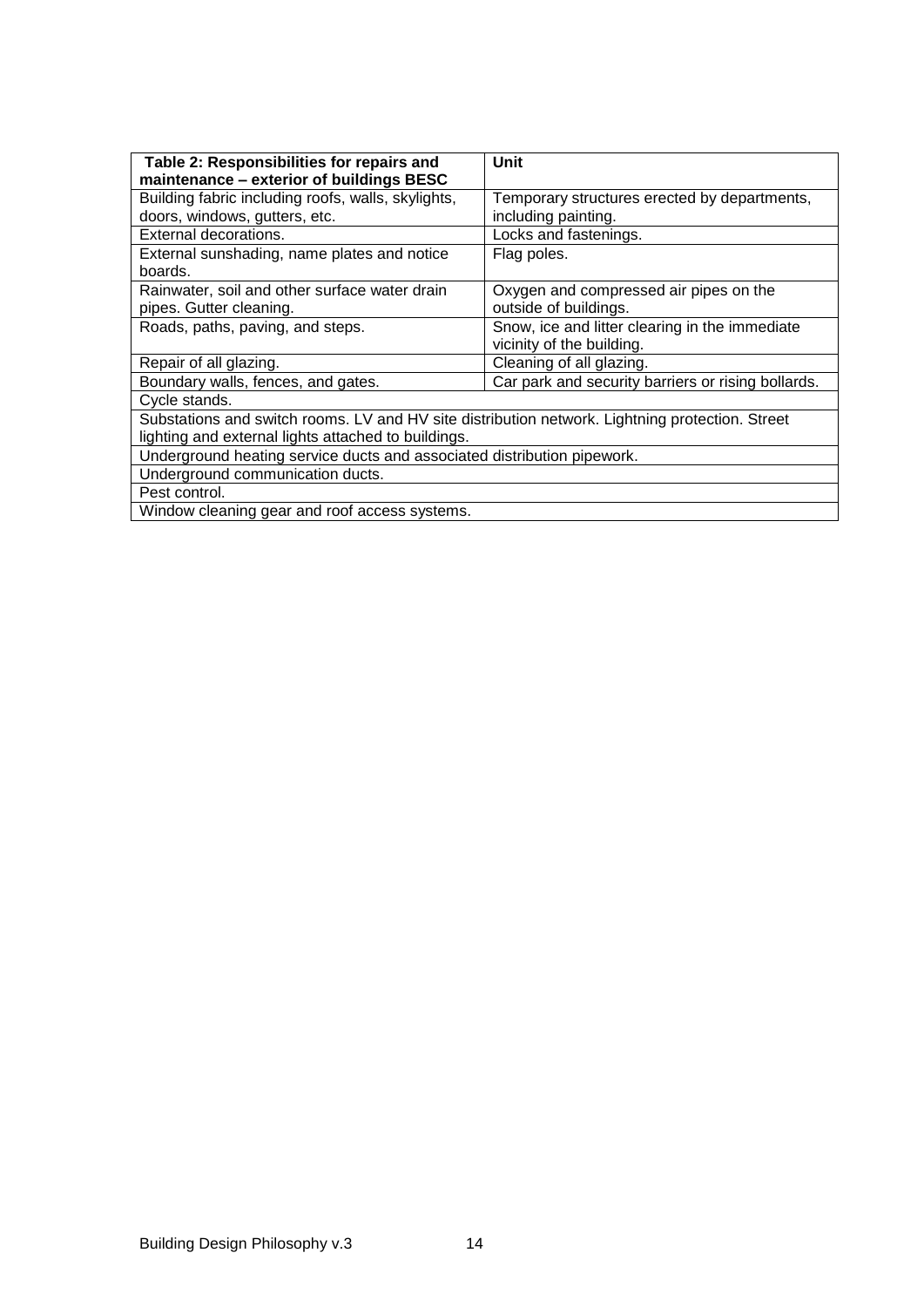| **Table 2: Responsibilities for repairs and maintenance – exterior of buildings BESC** | **Unit** |
|---|---|
| Building fabric including roofs, walls, skylights, doors, windows, gutters, etc. | Temporary structures erected by departments, including painting. |
| External decorations. | Locks and fastenings. |
| External sunshading, name plates and notice boards. | Flag poles. |
| Rainwater, soil and other surface water drain pipes. Gutter cleaning. | Oxygen and compressed air pipes on the outside of buildings. |
| Roads, paths, paving, and steps. | Snow, ice and litter clearing in the immediate vicinity of the building. |
| Repair of all glazing. | Cleaning of all glazing. |
| Boundary walls, fences, and gates. | Car park and security barriers or rising bollards. |
| Cycle stands. | |
| Substations and switch rooms. LV and HV site distribution network. Lightning protection. Street lighting and external lights attached to buildings. | |
| Underground heating service ducts and associated distribution pipework. | |
| Underground communication ducts. | |
| Pest control. | |
| Window cleaning gear and roof access systems. | |